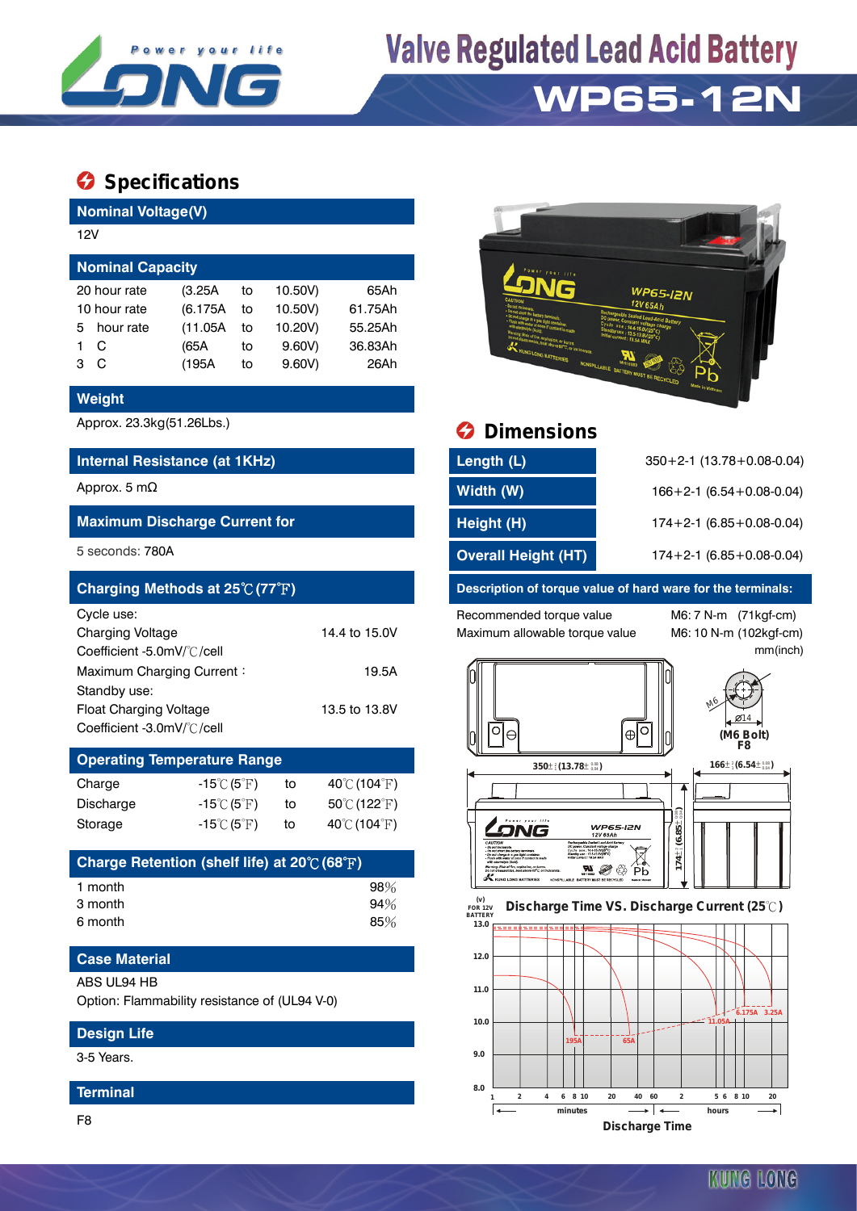# Valve Regulated Lead Acid Battery

# WP65-12N

## Specifications

### Nominal Voltage(V)

12V

### Nominal Capacity

| | | | | |
|---|---|---|---|---|
| 20 hour rate | (3.25A | to | 10.50V) | 65Ah |
| 10 hour rate | (6.175A | to | 10.50V) | 61.75Ah |
| 5 hour rate | (11.05A | to | 10.20V) | 55.25Ah |
| 1 C | (65A | to | 9.60V) | 36.83Ah |
| 3 C | (195A | to | 9.60V) | 26Ah |

### Weight

Approx. 23.3kg(51.26Lbs.)

### Internal Resistance (at 1KHz)

Approx. 5 mΩ

### Maximum Discharge Current for

5 seconds: 780A

### Charging Methods at 25℃(77℉)

| | |
|---|---|
| Cycle use: | |
| Charging Voltage | 14.4 to 15.0V |
| Coefficient -5.0mV/℃/cell | |
| Maximum Charging Current： | 19.5A |
| Standby use: | |
| Float Charging Voltage | 13.5 to 13.8V |
| Coefficient -3.0mV/℃/cell | |

### Operating Temperature Range

| | | | |
|---|---|---|---|
| Charge | -15℃(5℉) | to | 40℃(104℉) |
| Discharge | -15℃(5℉) | to | 50℃(122℉) |
| Storage | -15℃(5℉) | to | 40℃(104℉) |

### Charge Retention (shelf life) at 20℃(68℉)

| | |
|---|---|
| 1 month | 98% |
| 3 month | 94% |
| 6 month | 85% |

### Case Material

ABS UL94 HB

Option: Flammability resistance of (UL94 V-0)

### Design Life

3-5 Years.

### Terminal

F8

## Dimensions

| | |
|---|---|
| Length (L) | 350+2-1 (13.78+0.08-0.04) |
| Width (W) | 166+2-1 (6.54+0.08-0.04) |
| Height (H) | 174+2-1 (6.85+0.08-0.04) |
| Overall Height (HT) | 174+2-1 (6.85+0.08-0.04) |

### Description of torque value of hard ware for the terminals:

| | |
|---|---|
| Recommended torque value | M6: 7 N-m (71kgf-cm) |
| Maximum allowable torque value | M6: 10 N-m (102kgf-cm) |

mm(inch)

(M6 Bolt) F8

### Discharge Time VS. Discharge Current (25℃)

Discharge Time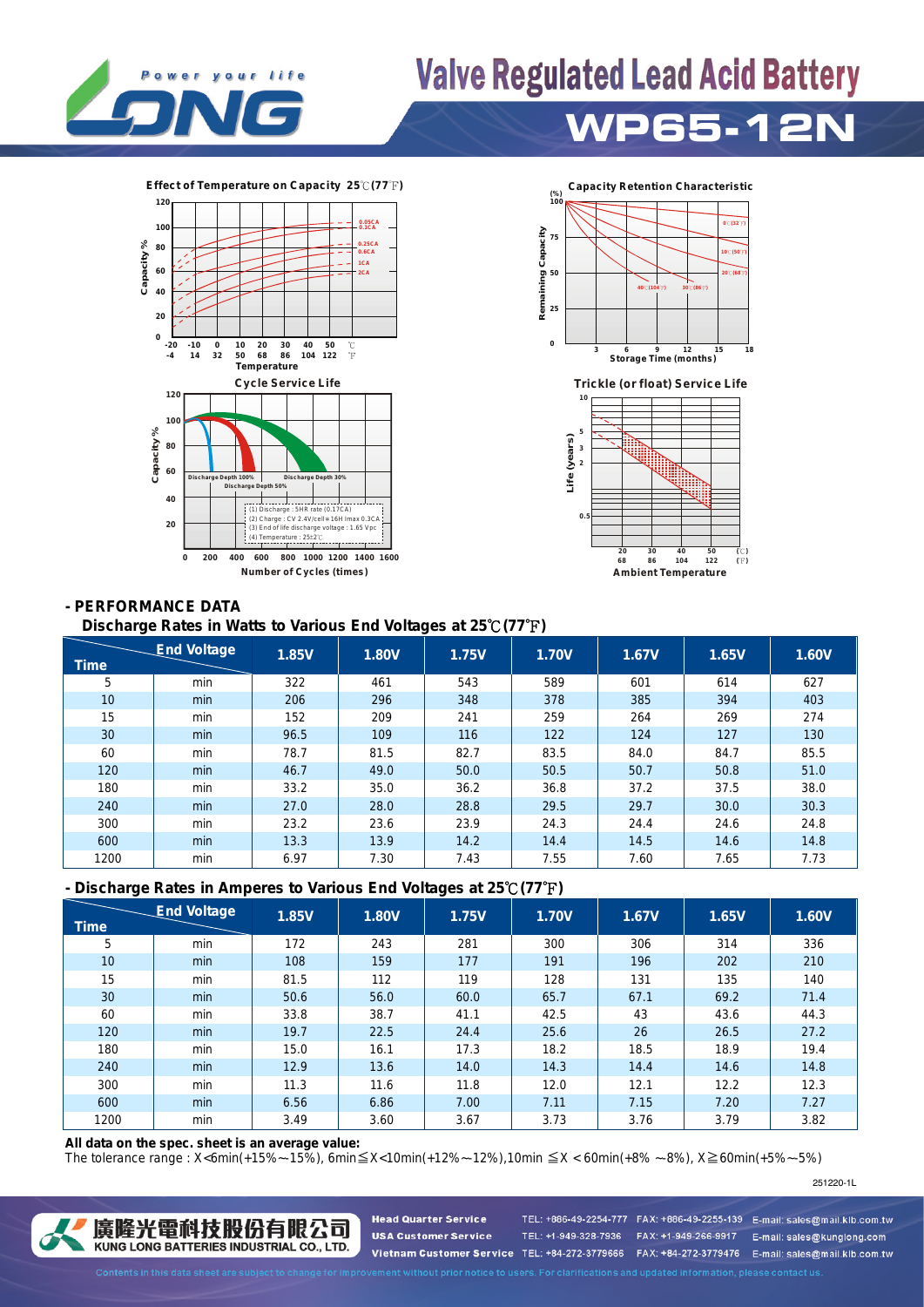Power your life

LONG

# Valve Regulated Lead Acid Battery

# WP65-12N

Effect of Temperature on Capacity 25℃(77℉)

Capacity %

120
100
80
60
40
20
0

0.05CA
0.1CA
0.25CA
0.6CA
1CA
2CA

-20 -10 0 10 20 30 40 50 ℃
-4 14 32 50 68 86 104 122 ℉

Temperature

Capacity Retention Characteristic

(%)
100
75
50
25
0

Remaining Capacity

0℃(32℉)
10℃(50℉)
20℃(68℉)
40℃(104℉)
30℃(86℉)

3 6 9 12 15 18

Storage Time (months)

Cycle Service Life

Capacity %

120
100
80
60
40
20

Discharge Depth 100%
Discharge Depth 50%
Discharge Depth 30%

(1) Discharge : 5HR rate (0.17CA)
(2) Charge : CV 2.4V/cell≒16H Imax 0.3CA
(3) End of life discharge voltage : 1.65 Vpc
(4) Temperature : 25±2℃

0 200 400 600 800 1000 1200 1400 1600

Number of Cycles (times)

Trickle (or float) Service Life

Life (years)

10
5
3
2
0.5

20 30 40 50 (℃)
68 86 104 122 (℉)

Ambient Temperature

## - PERFORMANCE DATA

### Discharge Rates in Watts to Various End Voltages at 25℃(77℉)

| Time | | 1.85V | 1.80V | 1.75V | 1.70V | 1.67V | 1.65V | 1.60V |
|---|---|---|---|---|---|---|---|---|
| 5 | min | 322 | 461 | 543 | 589 | 601 | 614 | 627 |
| 10 | min | 206 | 296 | 348 | 378 | 385 | 394 | 403 |
| 15 | min | 152 | 209 | 241 | 259 | 264 | 269 | 274 |
| 30 | min | 96.5 | 109 | 116 | 122 | 124 | 127 | 130 |
| 60 | min | 78.7 | 81.5 | 82.7 | 83.5 | 84.0 | 84.7 | 85.5 |
| 120 | min | 46.7 | 49.0 | 50.0 | 50.5 | 50.7 | 50.8 | 51.0 |
| 180 | min | 33.2 | 35.0 | 36.2 | 36.8 | 37.2 | 37.5 | 38.0 |
| 240 | min | 27.0 | 28.0 | 28.8 | 29.5 | 29.7 | 30.0 | 30.3 |
| 300 | min | 23.2 | 23.6 | 23.9 | 24.3 | 24.4 | 24.6 | 24.8 |
| 600 | min | 13.3 | 13.9 | 14.2 | 14.4 | 14.5 | 14.6 | 14.8 |
| 1200 | min | 6.97 | 7.30 | 7.43 | 7.55 | 7.60 | 7.65 | 7.73 |

(Header cell: End Voltage / Time)

### - Discharge Rates in Amperes to Various End Voltages at 25℃(77℉)

| Time | | 1.85V | 1.80V | 1.75V | 1.70V | 1.67V | 1.65V | 1.60V |
|---|---|---|---|---|---|---|---|---|
| 5 | min | 172 | 243 | 281 | 300 | 306 | 314 | 336 |
| 10 | min | 108 | 159 | 177 | 191 | 196 | 202 | 210 |
| 15 | min | 81.5 | 112 | 119 | 128 | 131 | 135 | 140 |
| 30 | min | 50.6 | 56.0 | 60.0 | 65.7 | 67.1 | 69.2 | 71.4 |
| 60 | min | 33.8 | 38.7 | 41.1 | 42.5 | 43 | 43.6 | 44.3 |
| 120 | min | 19.7 | 22.5 | 24.4 | 25.6 | 26 | 26.5 | 27.2 |
| 180 | min | 15.0 | 16.1 | 17.3 | 18.2 | 18.5 | 18.9 | 19.4 |
| 240 | min | 12.9 | 13.6 | 14.0 | 14.3 | 14.4 | 14.6 | 14.8 |
| 300 | min | 11.3 | 11.6 | 11.8 | 12.0 | 12.1 | 12.2 | 12.3 |
| 600 | min | 6.56 | 6.86 | 7.00 | 7.11 | 7.15 | 7.20 | 7.27 |
| 1200 | min | 3.49 | 3.60 | 3.67 | 3.73 | 3.76 | 3.79 | 3.82 |

(Header cell: End Voltage / Time)

**All data on the spec. sheet is an average value:**
The tolerance range : X<6min(+15%~15%), 6min≦X<10min(+12%~12%),10min ≦X < 60min(+8% ~8%), X≧60min(+5%~5%)

251220-1L

廣隆光電科技股份有限公司
KUNG LONG BATTERIES INDUSTRIAL CO., LTD.

| | | | |
|---|---|---|---|
| Head Quarter Service | TEL: +886-49-2254-777 | FAX: +886-49-2255-139 | E-mail: sales@mail.klb.com.tw |
| USA Customer Service | TEL: +1-949-328-7936 | FAX: +1-949-266-9917 | E-mail: sales@kunglong.com |
| Vietnam Customer Service | TEL: +84-272-3779666 | FAX: +84-272-3779476 | E-mail: sales@mail.klb.com.tw |

Contents in this data sheet are subject to change for improvement without prior notice to users. For clarifications and updated information, please contact us.